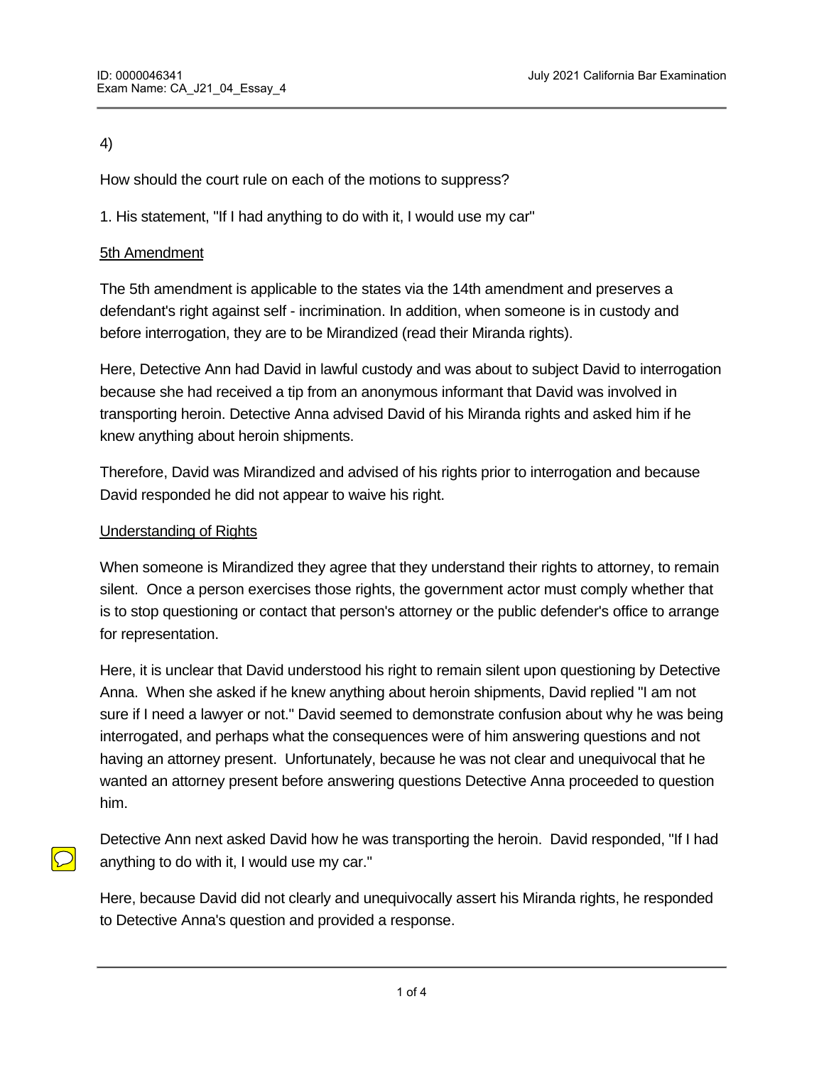4)

How should the court rule on each of the motions to suppress?

1. His statement, "If I had anything to do with it, I would use my car"

<u>5th Amendment</u>

The 5th amendment is applicable to the states via the 14th amendment and preserves a defendant's right against self - incrimination. In addition, when someone is in custody and before interrogation, they are to be Mirandized (read their Miranda rights).

Here, Detective Ann had David in lawful custody and was about to subject David to interrogation because she had received a tip from an anonymous informant that David was involved in transporting heroin. Detective Anna advised David of his Miranda rights and asked him if he knew anything about heroin shipments.

Therefore, David was Mirandized and advised of his rights prior to interrogation and because David responded he did not appear to waive his right.

<u>Understanding of Rights</u>

When someone is Mirandized they agree that they understand their rights to attorney, to remain silent. Once a person exercises those rights, the government actor must comply whether that is to stop questioning or contact that person's attorney or the public defender's office to arrange for representation.

Here, it is unclear that David understood his right to remain silent upon questioning by Detective Anna. When she asked if he knew anything about heroin shipments, David replied "I am not sure if I need a lawyer or not." David seemed to demonstrate confusion about why he was being interrogated, and perhaps what the consequences were of him answering questions and not having an attorney present. Unfortunately, because he was not clear and unequivocal that he wanted an attorney present before answering questions Detective Anna proceeded to question him.

Detective Ann next asked David how he was transporting the heroin. David responded, "If I had anything to do with it, I would use my car."

Here, because David did not clearly and unequivocally assert his Miranda rights, he responded to Detective Anna's question and provided a response.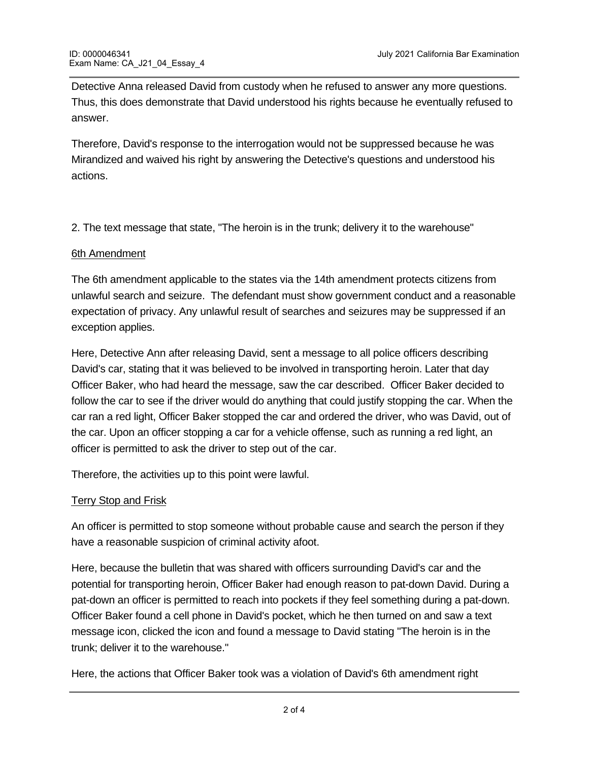Detective Anna released David from custody when he refused to answer any more questions. Thus, this does demonstrate that David understood his rights because he eventually refused to answer.

Therefore, David's response to the interrogation would not be suppressed because he was Mirandized and waived his right by answering the Detective's questions and understood his actions.

2. The text message that state, "The heroin is in the trunk; delivery it to the warehouse"

<u>6th Amendment</u>

The 6th amendment applicable to the states via the 14th amendment protects citizens from unlawful search and seizure. The defendant must show government conduct and a reasonable expectation of privacy. Any unlawful result of searches and seizures may be suppressed if an exception applies.

Here, Detective Ann after releasing David, sent a message to all police officers describing David's car, stating that it was believed to be involved in transporting heroin. Later that day Officer Baker, who had heard the message, saw the car described. Officer Baker decided to follow the car to see if the driver would do anything that could justify stopping the car. When the car ran a red light, Officer Baker stopped the car and ordered the driver, who was David, out of the car. Upon an officer stopping a car for a vehicle offense, such as running a red light, an officer is permitted to ask the driver to step out of the car.

Therefore, the activities up to this point were lawful.

<u>Terry Stop and Frisk</u>

An officer is permitted to stop someone without probable cause and search the person if they have a reasonable suspicion of criminal activity afoot.

Here, because the bulletin that was shared with officers surrounding David's car and the potential for transporting heroin, Officer Baker had enough reason to pat-down David. During a pat-down an officer is permitted to reach into pockets if they feel something during a pat-down. Officer Baker found a cell phone in David's pocket, which he then turned on and saw a text message icon, clicked the icon and found a message to David stating "The heroin is in the trunk; deliver it to the warehouse."

Here, the actions that Officer Baker took was a violation of David's 6th amendment right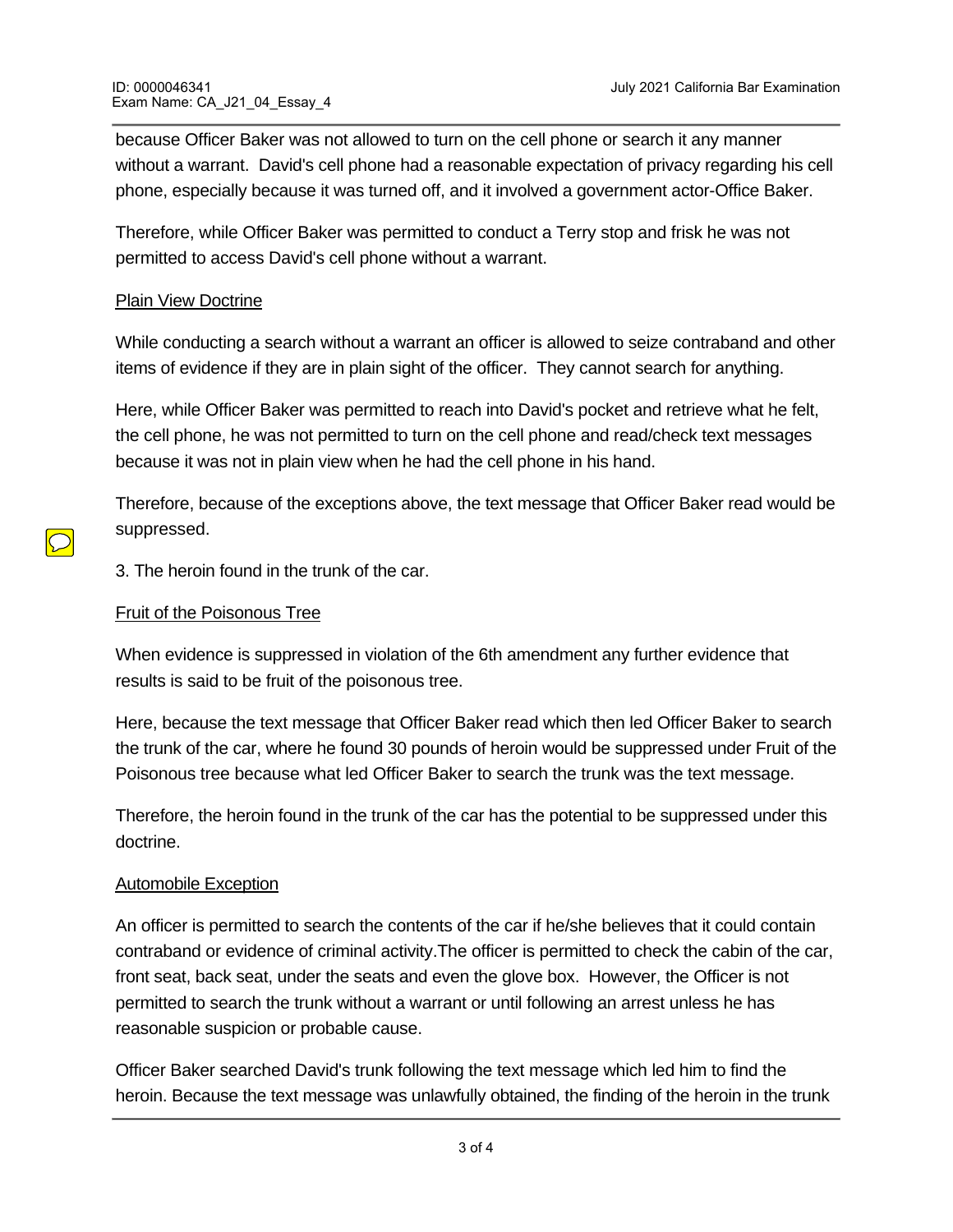because Officer Baker was not allowed to turn on the cell phone or search it any manner without a warrant.  David's cell phone had a reasonable expectation of privacy regarding his cell phone, especially because it was turned off, and it involved a government actor-Office Baker.

Therefore, while Officer Baker was permitted to conduct a Terry stop and frisk he was not permitted to access David's cell phone without a warrant.

<u>Plain View Doctrine</u>

While conducting a search without a warrant an officer is allowed to seize contraband and other items of evidence if they are in plain sight of the officer.  They cannot search for anything.

Here, while Officer Baker was permitted to reach into David's pocket and retrieve what he felt, the cell phone, he was not permitted to turn on the cell phone and read/check text messages because it was not in plain view when he had the cell phone in his hand.

Therefore, because of the exceptions above, the text message that Officer Baker read would be suppressed.

3. The heroin found in the trunk of the car.

<u>Fruit of the Poisonous Tree</u>

When evidence is suppressed in violation of the 6th amendment any further evidence that results is said to be fruit of the poisonous tree.

Here, because the text message that Officer Baker read which then led Officer Baker to search the trunk of the car, where he found 30 pounds of heroin would be suppressed under Fruit of the Poisonous tree because what led Officer Baker to search the trunk was the text message.

Therefore, the heroin found in the trunk of the car has the potential to be suppressed under this doctrine.

<u>Automobile Exception</u>

An officer is permitted to search the contents of the car if he/she believes that it could contain contraband or evidence of criminal activity.The officer is permitted to check the cabin of the car, front seat, back seat, under the seats and even the glove box.  However, the Officer is not permitted to search the trunk without a warrant or until following an arrest unless he has reasonable suspicion or probable cause.

Officer Baker searched David's trunk following the text message which led him to find the heroin. Because the text message was unlawfully obtained, the finding of the heroin in the trunk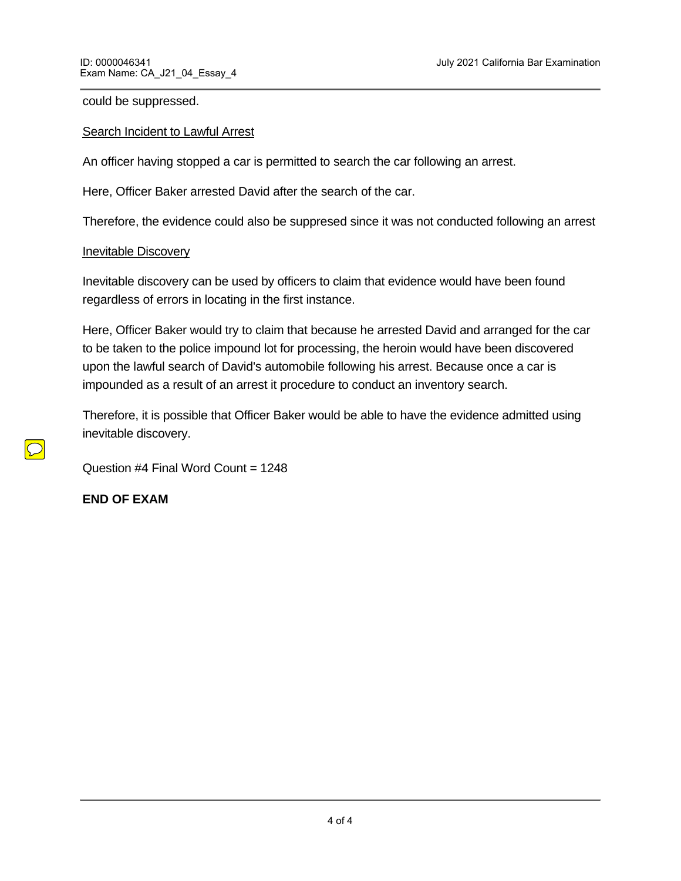could be suppressed.

Search Incident to Lawful Arrest

An officer having stopped a car is permitted to search the car following an arrest.

Here, Officer Baker arrested David after the search of the car.

Therefore, the evidence could also be suppresed since it was not conducted following an arrest

Inevitable Discovery

Inevitable discovery can be used by officers to claim that evidence would have been found regardless of errors in locating in the first instance.

Here, Officer Baker would try to claim that because he arrested David and arranged for the car to be taken to the police impound lot for processing, the heroin would have been discovered upon the lawful search of David's automobile following his arrest. Because once a car is impounded as a result of an arrest it procedure to conduct an inventory search.

Therefore, it is possible that Officer Baker would be able to have the evidence admitted using inevitable discovery.

Question #4 Final Word Count = 1248

**END OF EXAM**